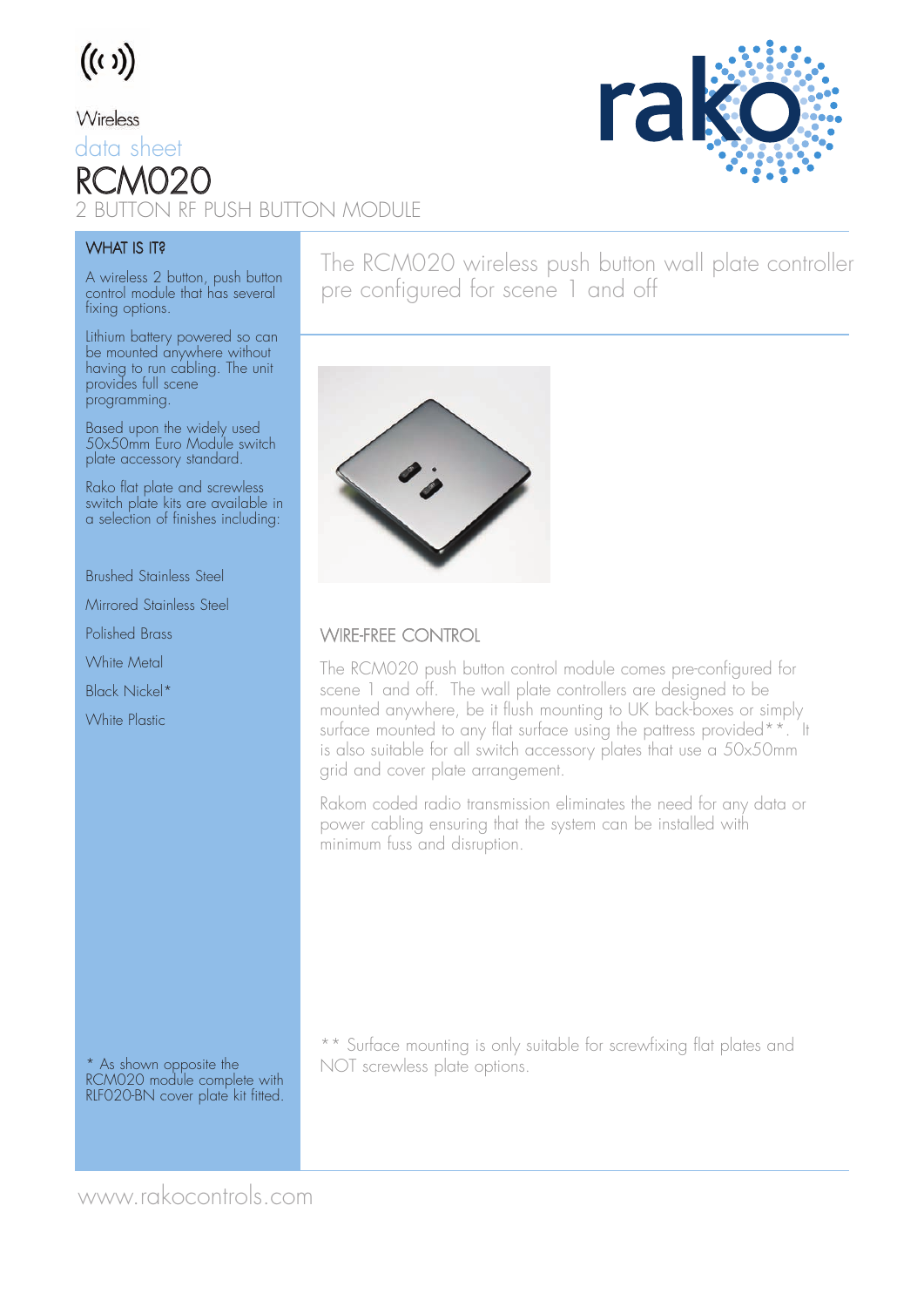Wireless

data sheet

# RCM020

## 2 BUTTON RF PUSH BUTTON MODULE

### WHAT IS IT?

A wireless 2 button, push button control module that has several fixing options.

Lithium battery powered so can be mounted anywhere without having to run cabling. The unit provides full scene programming.

Based upon the widely used 50x50mm Euro Module switch plate accessory standard.

Rako flat plate and screwless switch plate kits are available in a selection of finishes including:

- Brushed Stainless Steel
- Mirrored Stainless Steel
- Polished Brass
- White Metal
- Black Nickel*
- White Plastic

\* As shown opposite the RCM020 module complete with RLF020-BN cover plate kit fitted.

The RCM020 wireless push button wall plate controller pre configured for scene 1 and off

### WIRE-FREE CONTROL

The RCM020 push button control module comes pre-configured for scene 1 and off. The wall plate controllers are designed to be mounted anywhere, be it flush mounting to UK back-boxes or simply surface mounted to any flat surface using the pattress provided**. It is also suitable for all switch accessory plates that use a 50x50mm grid and cover plate arrangement.

Rakom coded radio transmission eliminates the need for any data or power cabling ensuring that the system can be installed with minimum fuss and disruption.

** Surface mounting is only suitable for screwfixing flat plates and NOT screwless plate options.

www.rakocontrols.com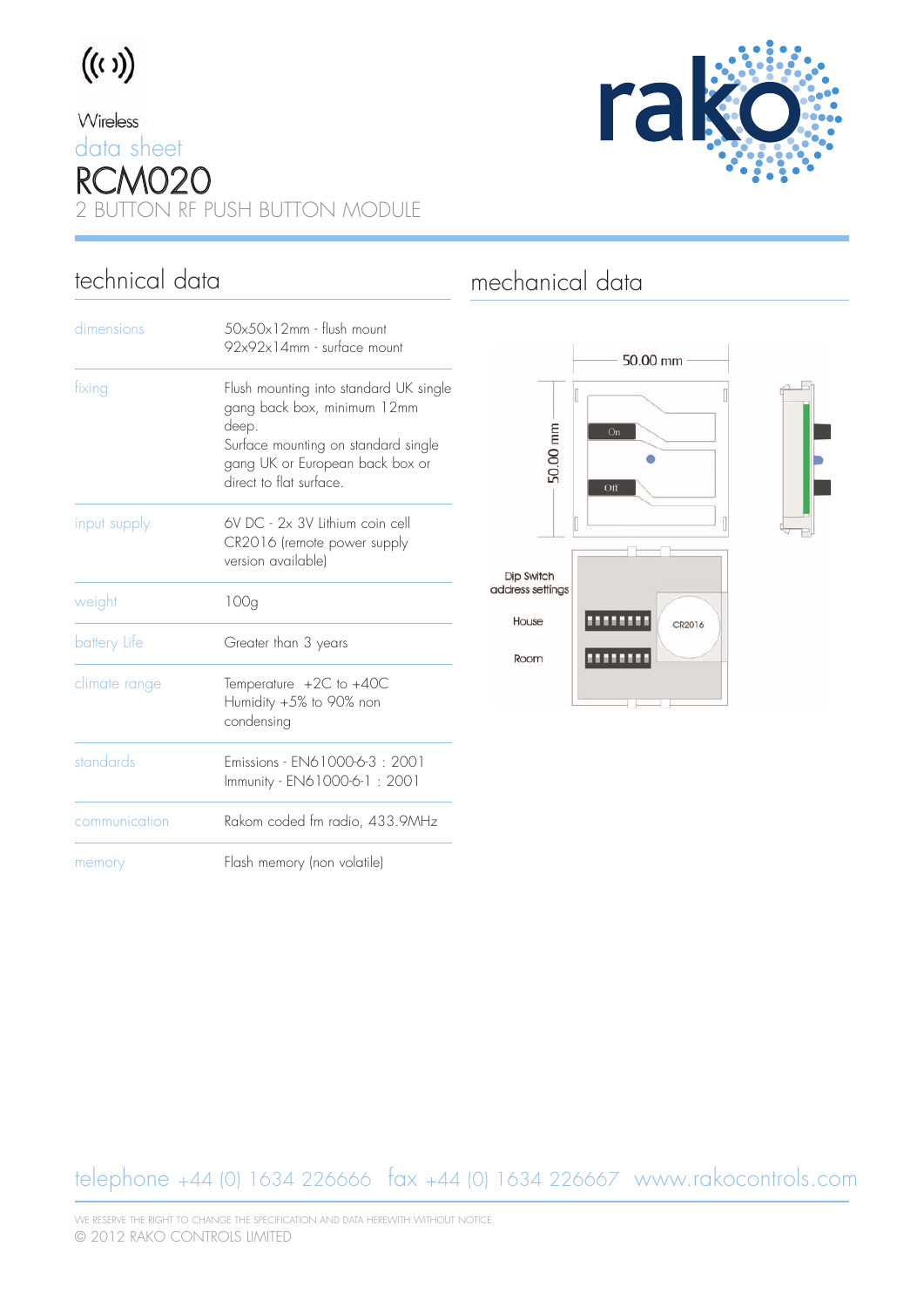Wireless

data sheet

# RCM020

## 2 BUTTON RF PUSH BUTTON MODULE

## technical data

| | |
|---|---|
| dimensions | 50x50x12mm - flush mount<br>92x92x14mm - surface mount |
| fixing | Flush mounting into standard UK single gang back box, minimum 12mm deep.<br>Surface mounting on standard single gang UK or European back box or direct to flat surface. |
| input supply | 6V DC - 2x 3V Lithium coin cell CR2016 (remote power supply version available) |
| weight | 100g |
| battery Life | Greater than 3 years |
| climate range | Temperature +2C to +40C<br>Humidity +5% to 90% non condensing |
| standards | Emissions - EN61000-6-3 : 2001<br>Immunity - EN61000-6-1 : 2001 |
| communication | Rakom coded fm radio, 433.9MHz |
| memory | Flash memory (non volatile) |

## mechanical data

50.00 mm

50.00 mm

On

Off

Dip Switch address settings

House

Room

CR2016

telephone +44 (0) 1634 226666 fax +44 (0) 1634 226667 www.rakocontrols.com

WE RESERVE THE RIGHT TO CHANGE THE SPECIFICATION AND DATA HEREWITH WITHOUT NOTICE.

© 2012 RAKO CONTROLS LIMITED